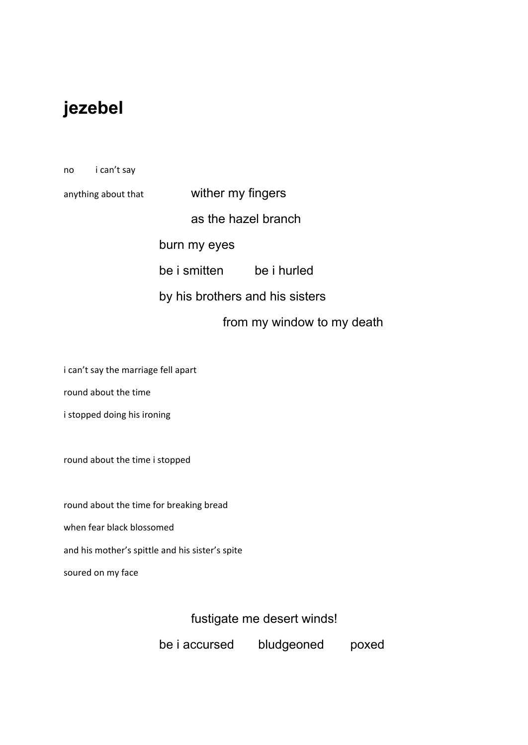# jezebel

no i can't say

anything about that wither my fingers

as the hazel branch

burn my eyes

be i smitten be i hurled

by his brothers and his sisters

from my window to my death

i can't say the marriage fell apart

round about the time

i stopped doing his ironing

round about the time i stopped

round about the time for breaking bread

when fear black blossomed

and his mother's spittle and his sister's spite

soured on my face

fustigate me desert winds!

be i accursed bludgeoned poxed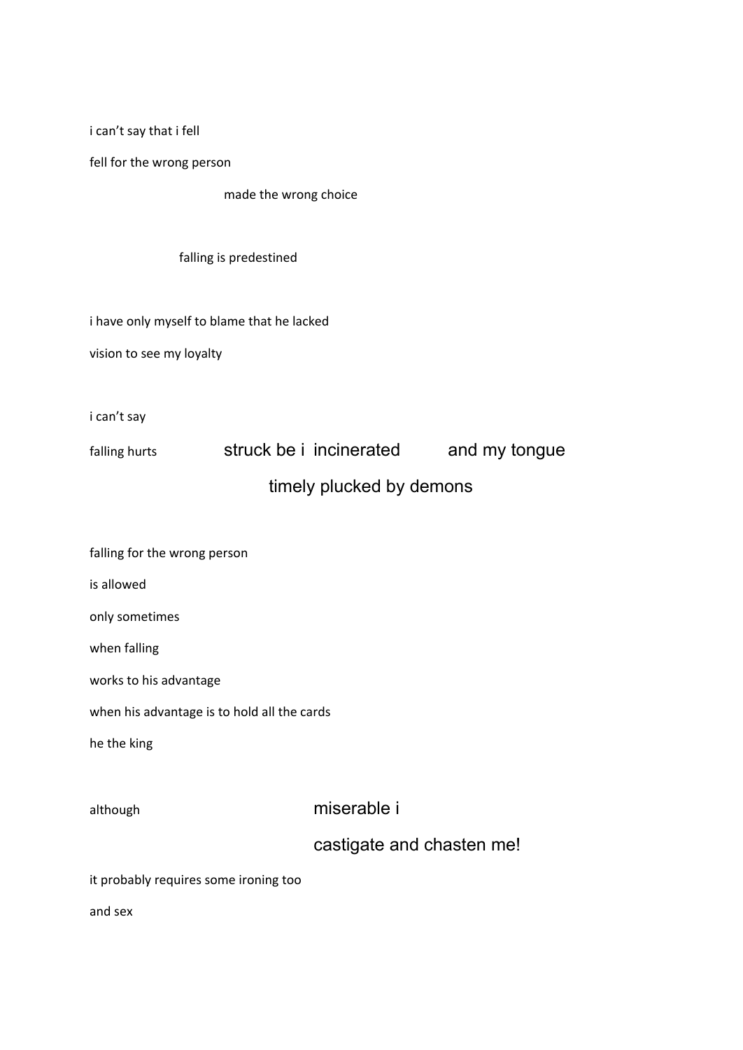i can't say that i fell

fell for the wrong person

made the wrong choice

falling is predestined

i have only myself to blame that he lacked

vision to see my loyalty

i can't say

falling hurts struck be i incinerated and my tongue

timely plucked by demons

falling for the wrong person

is allowed

only sometimes

when falling

works to his advantage

when his advantage is to hold all the cards

he the king

although miserable i

castigate and chasten me!

it probably requires some ironing too

and sex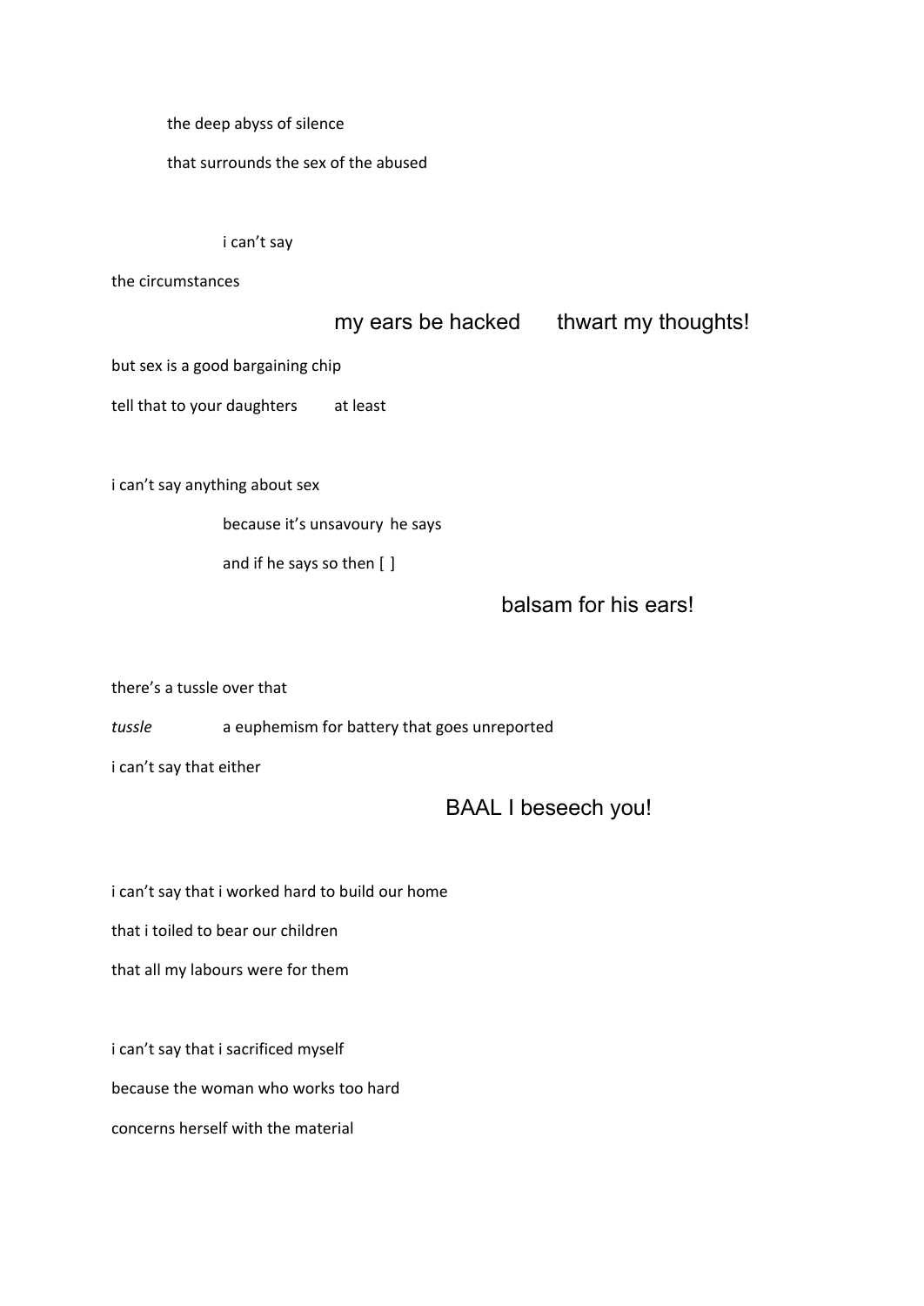the deep abyss of silence

that surrounds the sex of the abused

i can't say

the circumstances

my ears be hacked      thwart my thoughts!

but sex is a good bargaining chip

tell that to your daughters        at least

i can't say anything about sex

because it's unsavoury  he says

and if he says so then [ ]

balsam for his ears!

there's a tussle over that

*tussle*        a euphemism for battery that goes unreported

i can't say that either

BAAL I beseech you!

i can't say that i worked hard to build our home

that i toiled to bear our children

that all my labours were for them

i can't say that i sacrificed myself

because the woman who works too hard

concerns herself with the material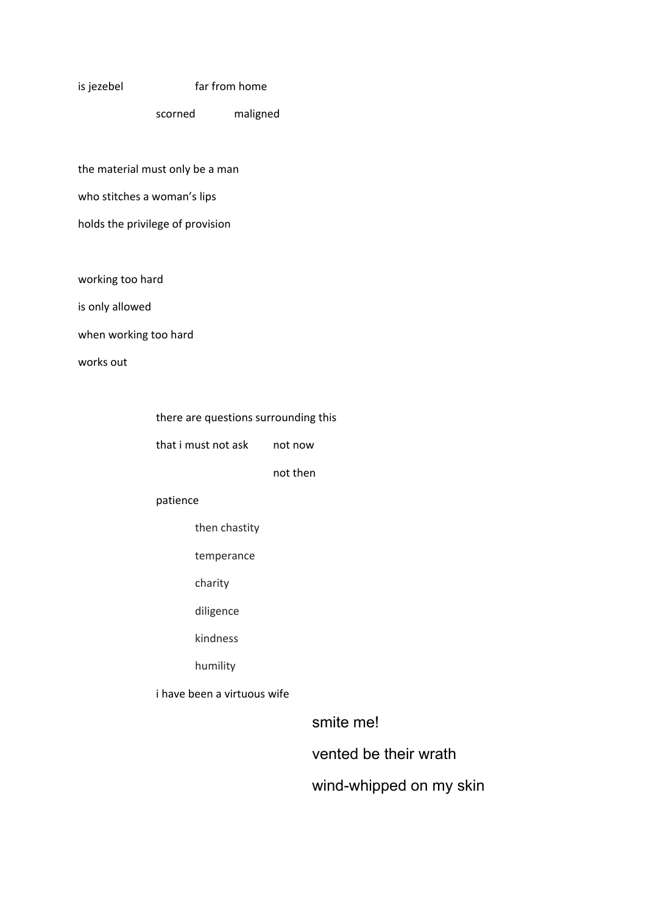is jezebel far from home

scorned maligned

the material must only be a man

who stitches a woman's lips

holds the privilege of provision

working too hard

is only allowed

when working too hard

works out

there are questions surrounding this

that i must not ask not now

not then

patience

then chastity

temperance

charity

diligence

kindness

humility

i have been a virtuous wife

smite me!

vented be their wrath

wind-whipped on my skin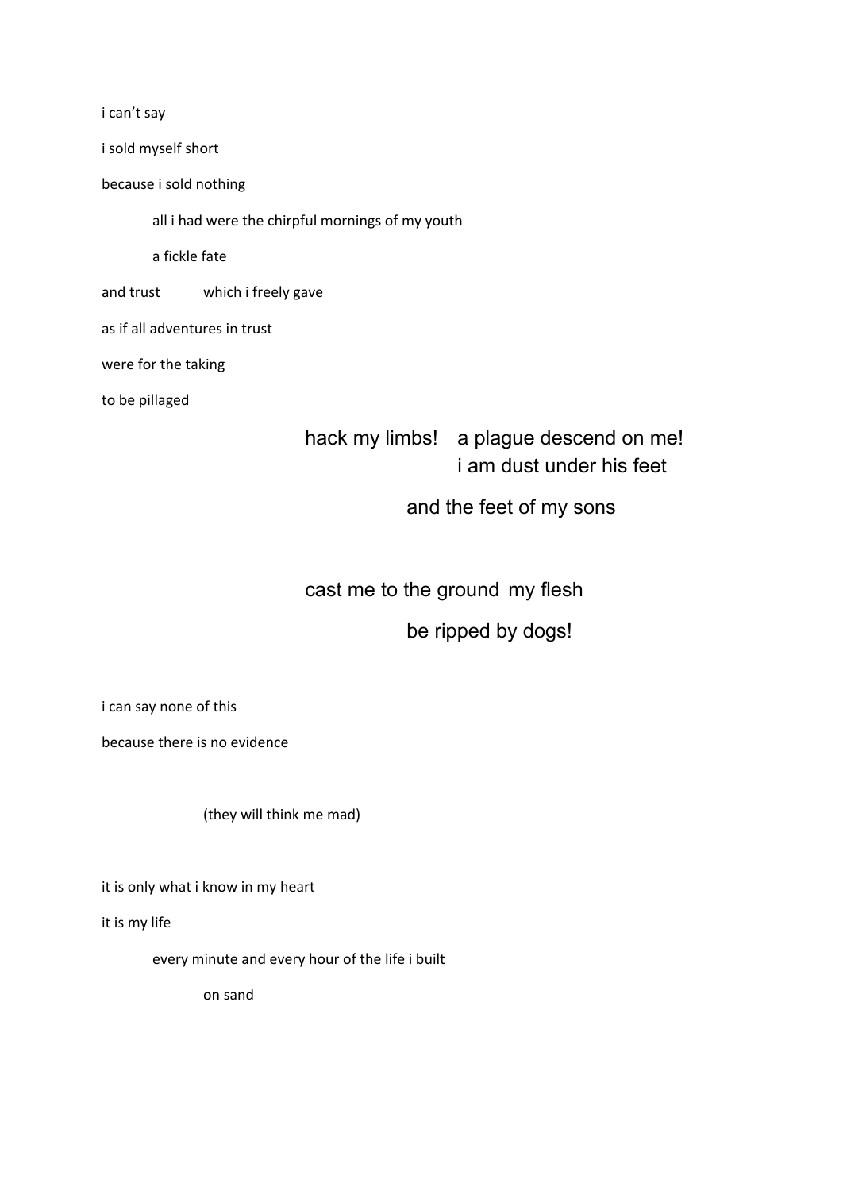i can't say

i sold myself short

because i sold nothing

all i had were the chirpful mornings of my youth

a fickle fate

and trust          which i freely gave

as if all adventures in trust

were for the taking

to be pillaged

hack my limbs!    a plague descend on me!
i am dust under his feet

and the feet of my sons

cast me to the ground  my flesh

be ripped by dogs!

i can say none of this

because there is no evidence

(they will think me mad)

it is only what i know in my heart

it is my life

every minute and every hour of the life i built

on sand